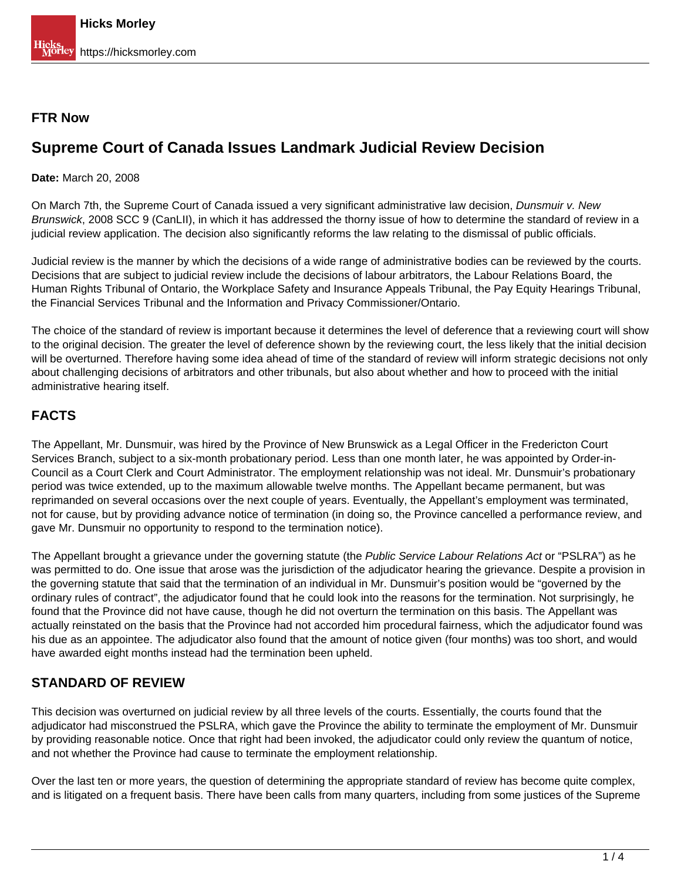**FTR Now**

# Supreme Court of Canada Issues Landmark Judicial Review Decision

**Date:** March 20, 2008

On March 7th, the Supreme Court of Canada issued a very significant administrative law decision, *Dunsmuir v. New Brunswick*, 2008 SCC 9 (CanLII), in which it has addressed the thorny issue of how to determine the standard of review in a judicial review application. The decision also significantly reforms the law relating to the dismissal of public officials.

Judicial review is the manner by which the decisions of a wide range of administrative bodies can be reviewed by the courts. Decisions that are subject to judicial review include the decisions of labour arbitrators, the Labour Relations Board, the Human Rights Tribunal of Ontario, the Workplace Safety and Insurance Appeals Tribunal, the Pay Equity Hearings Tribunal, the Financial Services Tribunal and the Information and Privacy Commissioner/Ontario.

The choice of the standard of review is important because it determines the level of deference that a reviewing court will show to the original decision. The greater the level of deference shown by the reviewing court, the less likely that the initial decision will be overturned. Therefore having some idea ahead of time of the standard of review will inform strategic decisions not only about challenging decisions of arbitrators and other tribunals, but also about whether and how to proceed with the initial administrative hearing itself.

## FACTS

The Appellant, Mr. Dunsmuir, was hired by the Province of New Brunswick as a Legal Officer in the Fredericton Court Services Branch, subject to a six-month probationary period. Less than one month later, he was appointed by Order-in-Council as a Court Clerk and Court Administrator. The employment relationship was not ideal. Mr. Dunsmuir's probationary period was twice extended, up to the maximum allowable twelve months. The Appellant became permanent, but was reprimanded on several occasions over the next couple of years. Eventually, the Appellant's employment was terminated, not for cause, but by providing advance notice of termination (in doing so, the Province cancelled a performance review, and gave Mr. Dunsmuir no opportunity to respond to the termination notice).

The Appellant brought a grievance under the governing statute (the *Public Service Labour Relations Act* or "PSLRA") as he was permitted to do. One issue that arose was the jurisdiction of the adjudicator hearing the grievance. Despite a provision in the governing statute that said that the termination of an individual in Mr. Dunsmuir's position would be "governed by the ordinary rules of contract", the adjudicator found that he could look into the reasons for the termination. Not surprisingly, he found that the Province did not have cause, though he did not overturn the termination on this basis. The Appellant was actually reinstated on the basis that the Province had not accorded him procedural fairness, which the adjudicator found was his due as an appointee. The adjudicator also found that the amount of notice given (four months) was too short, and would have awarded eight months instead had the termination been upheld.

## STANDARD OF REVIEW

This decision was overturned on judicial review by all three levels of the courts. Essentially, the courts found that the adjudicator had misconstrued the PSLRA, which gave the Province the ability to terminate the employment of Mr. Dunsmuir by providing reasonable notice. Once that right had been invoked, the adjudicator could only review the quantum of notice, and not whether the Province had cause to terminate the employment relationship.

Over the last ten or more years, the question of determining the appropriate standard of review has become quite complex, and is litigated on a frequent basis. There have been calls from many quarters, including from some justices of the Supreme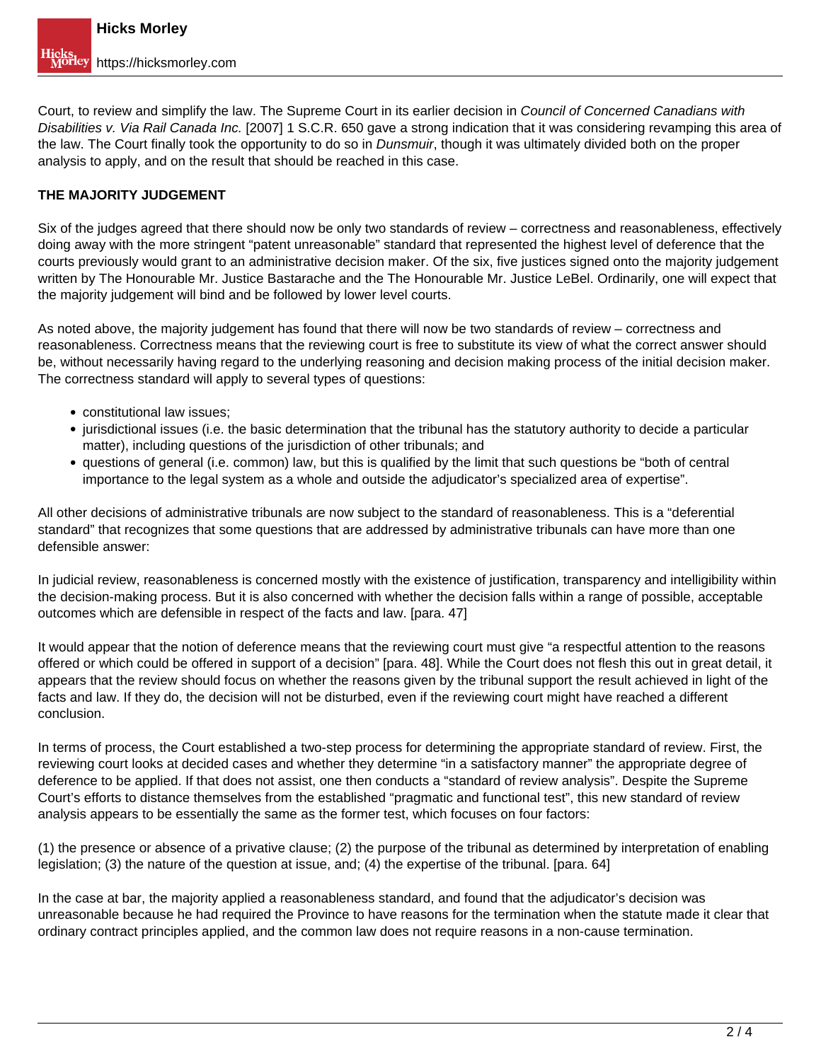Court, to review and simplify the law. The Supreme Court in its earlier decision in *Council of Concerned Canadians with Disabilities v. Via Rail Canada Inc.* [2007] 1 S.C.R. 650 gave a strong indication that it was considering revamping this area of the law. The Court finally took the opportunity to do so in *Dunsmuir*, though it was ultimately divided both on the proper analysis to apply, and on the result that should be reached in this case.

**THE MAJORITY JUDGEMENT**

Six of the judges agreed that there should now be only two standards of review – correctness and reasonableness, effectively doing away with the more stringent "patent unreasonable" standard that represented the highest level of deference that the courts previously would grant to an administrative decision maker. Of the six, five justices signed onto the majority judgement written by The Honourable Mr. Justice Bastarache and the The Honourable Mr. Justice LeBel. Ordinarily, one will expect that the majority judgement will bind and be followed by lower level courts.

As noted above, the majority judgement has found that there will now be two standards of review – correctness and reasonableness. Correctness means that the reviewing court is free to substitute its view of what the correct answer should be, without necessarily having regard to the underlying reasoning and decision making process of the initial decision maker. The correctness standard will apply to several types of questions:

- constitutional law issues;
- jurisdictional issues (i.e. the basic determination that the tribunal has the statutory authority to decide a particular matter), including questions of the jurisdiction of other tribunals; and
- questions of general (i.e. common) law, but this is qualified by the limit that such questions be "both of central importance to the legal system as a whole and outside the adjudicator's specialized area of expertise".

All other decisions of administrative tribunals are now subject to the standard of reasonableness. This is a "deferential standard" that recognizes that some questions that are addressed by administrative tribunals can have more than one defensible answer:

In judicial review, reasonableness is concerned mostly with the existence of justification, transparency and intelligibility within the decision-making process. But it is also concerned with whether the decision falls within a range of possible, acceptable outcomes which are defensible in respect of the facts and law. [para. 47]

It would appear that the notion of deference means that the reviewing court must give "a respectful attention to the reasons offered or which could be offered in support of a decision" [para. 48]. While the Court does not flesh this out in great detail, it appears that the review should focus on whether the reasons given by the tribunal support the result achieved in light of the facts and law. If they do, the decision will not be disturbed, even if the reviewing court might have reached a different conclusion.

In terms of process, the Court established a two-step process for determining the appropriate standard of review. First, the reviewing court looks at decided cases and whether they determine "in a satisfactory manner" the appropriate degree of deference to be applied. If that does not assist, one then conducts a "standard of review analysis". Despite the Supreme Court's efforts to distance themselves from the established "pragmatic and functional test", this new standard of review analysis appears to be essentially the same as the former test, which focuses on four factors:

(1) the presence or absence of a privative clause; (2) the purpose of the tribunal as determined by interpretation of enabling legislation; (3) the nature of the question at issue, and; (4) the expertise of the tribunal. [para. 64]

In the case at bar, the majority applied a reasonableness standard, and found that the adjudicator's decision was unreasonable because he had required the Province to have reasons for the termination when the statute made it clear that ordinary contract principles applied, and the common law does not require reasons in a non-cause termination.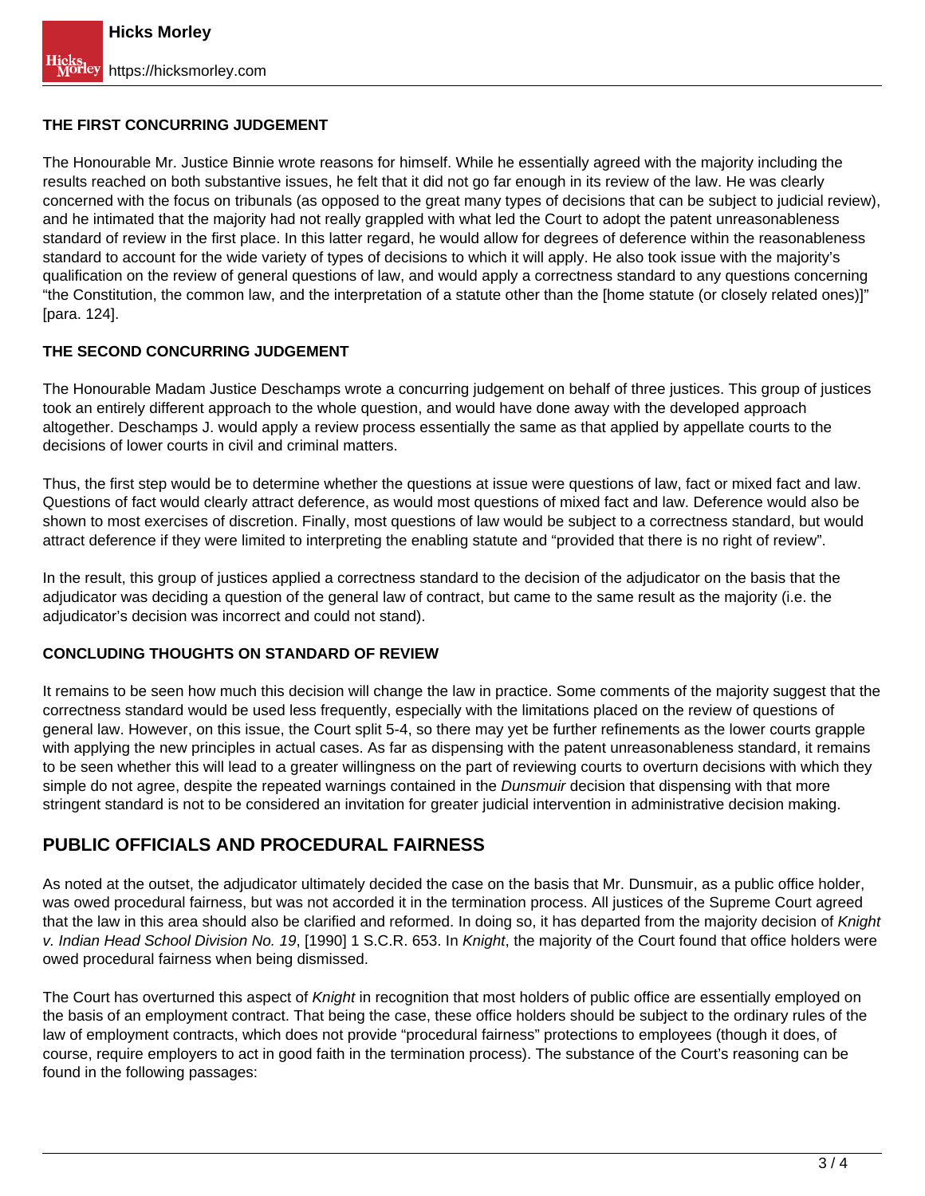### THE FIRST CONCURRING JUDGEMENT

The Honourable Mr. Justice Binnie wrote reasons for himself. While he essentially agreed with the majority including the results reached on both substantive issues, he felt that it did not go far enough in its review of the law. He was clearly concerned with the focus on tribunals (as opposed to the great many types of decisions that can be subject to judicial review), and he intimated that the majority had not really grappled with what led the Court to adopt the patent unreasonableness standard of review in the first place. In this latter regard, he would allow for degrees of deference within the reasonableness standard to account for the wide variety of types of decisions to which it will apply. He also took issue with the majority's qualification on the review of general questions of law, and would apply a correctness standard to any questions concerning "the Constitution, the common law, and the interpretation of a statute other than the [home statute (or closely related ones)]" [para. 124].

### THE SECOND CONCURRING JUDGEMENT

The Honourable Madam Justice Deschamps wrote a concurring judgement on behalf of three justices. This group of justices took an entirely different approach to the whole question, and would have done away with the developed approach altogether. Deschamps J. would apply a review process essentially the same as that applied by appellate courts to the decisions of lower courts in civil and criminal matters.

Thus, the first step would be to determine whether the questions at issue were questions of law, fact or mixed fact and law. Questions of fact would clearly attract deference, as would most questions of mixed fact and law. Deference would also be shown to most exercises of discretion. Finally, most questions of law would be subject to a correctness standard, but would attract deference if they were limited to interpreting the enabling statute and "provided that there is no right of review".

In the result, this group of justices applied a correctness standard to the decision of the adjudicator on the basis that the adjudicator was deciding a question of the general law of contract, but came to the same result as the majority (i.e. the adjudicator's decision was incorrect and could not stand).

### CONCLUDING THOUGHTS ON STANDARD OF REVIEW

It remains to be seen how much this decision will change the law in practice. Some comments of the majority suggest that the correctness standard would be used less frequently, especially with the limitations placed on the review of questions of general law. However, on this issue, the Court split 5-4, so there may yet be further refinements as the lower courts grapple with applying the new principles in actual cases. As far as dispensing with the patent unreasonableness standard, it remains to be seen whether this will lead to a greater willingness on the part of reviewing courts to overturn decisions with which they simple do not agree, despite the repeated warnings contained in the *Dunsmuir* decision that dispensing with that more stringent standard is not to be considered an invitation for greater judicial intervention in administrative decision making.

## PUBLIC OFFICIALS AND PROCEDURAL FAIRNESS

As noted at the outset, the adjudicator ultimately decided the case on the basis that Mr. Dunsmuir, as a public office holder, was owed procedural fairness, but was not accorded it in the termination process. All justices of the Supreme Court agreed that the law in this area should also be clarified and reformed. In doing so, it has departed from the majority decision of *Knight v. Indian Head School Division No. 19*, [1990] 1 S.C.R. 653. In *Knight*, the majority of the Court found that office holders were owed procedural fairness when being dismissed.

The Court has overturned this aspect of *Knight* in recognition that most holders of public office are essentially employed on the basis of an employment contract. That being the case, these office holders should be subject to the ordinary rules of the law of employment contracts, which does not provide "procedural fairness" protections to employees (though it does, of course, require employers to act in good faith in the termination process). The substance of the Court's reasoning can be found in the following passages: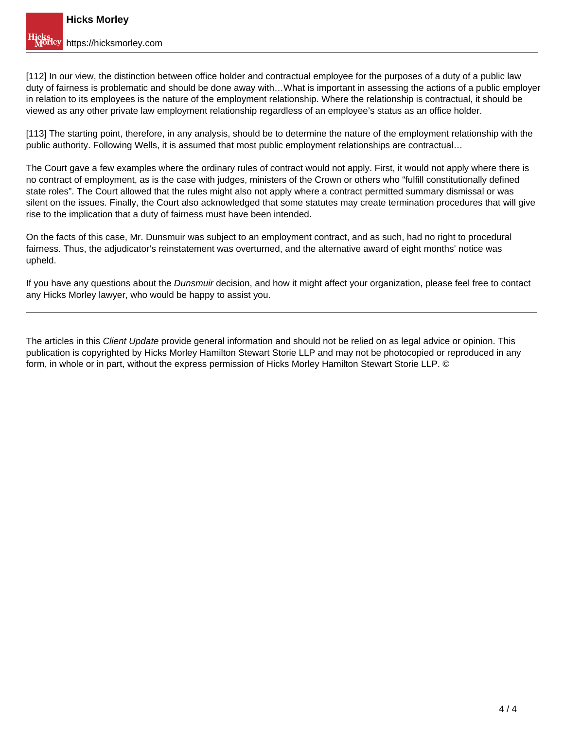[112] In our view, the distinction between office holder and contractual employee for the purposes of a duty of a public law duty of fairness is problematic and should be done away with…What is important in assessing the actions of a public employer in relation to its employees is the nature of the employment relationship. Where the relationship is contractual, it should be viewed as any other private law employment relationship regardless of an employee's status as an office holder.

[113] The starting point, therefore, in any analysis, should be to determine the nature of the employment relationship with the public authority. Following Wells, it is assumed that most public employment relationships are contractual…

The Court gave a few examples where the ordinary rules of contract would not apply. First, it would not apply where there is no contract of employment, as is the case with judges, ministers of the Crown or others who "fulfill constitutionally defined state roles". The Court allowed that the rules might also not apply where a contract permitted summary dismissal or was silent on the issues. Finally, the Court also acknowledged that some statutes may create termination procedures that will give rise to the implication that a duty of fairness must have been intended.

On the facts of this case, Mr. Dunsmuir was subject to an employment contract, and as such, had no right to procedural fairness. Thus, the adjudicator's reinstatement was overturned, and the alternative award of eight months' notice was upheld.

If you have any questions about the *Dunsmuir* decision, and how it might affect your organization, please feel free to contact any Hicks Morley lawyer, who would be happy to assist you.

---

The articles in this *Client Update* provide general information and should not be relied on as legal advice or opinion. This publication is copyrighted by Hicks Morley Hamilton Stewart Storie LLP and may not be photocopied or reproduced in any form, in whole or in part, without the express permission of Hicks Morley Hamilton Stewart Storie LLP. ©